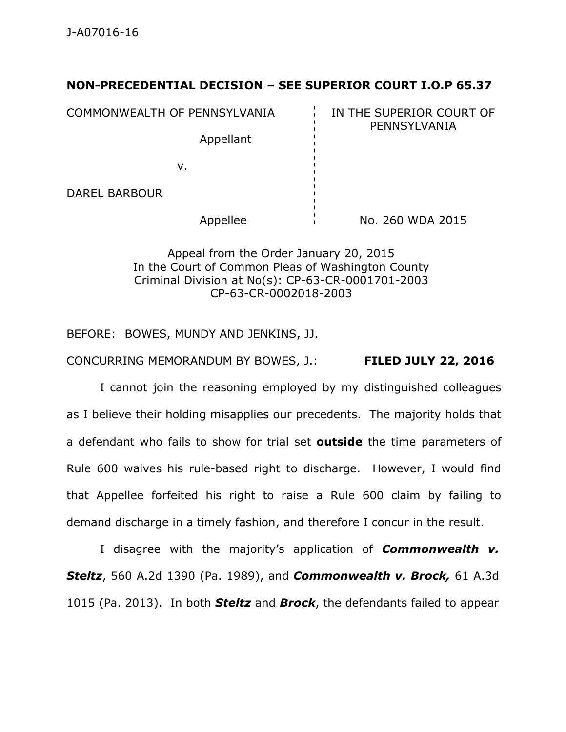J-A07016-16

**NON-PRECEDENTIAL DECISION – SEE SUPERIOR COURT I.O.P 65.37**

| | |
|---|---|
| COMMONWEALTH OF PENNSYLVANIA<br><br>Appellant<br><br>v.<br><br>DAREL BARBOUR<br><br>Appellee | IN THE SUPERIOR COURT OF PENNSYLVANIA<br><br><br><br><br><br>No. 260 WDA 2015 |

Appeal from the Order January 20, 2015
In the Court of Common Pleas of Washington County
Criminal Division at No(s): CP-63-CR-0001701-2003
CP-63-CR-0002018-2003

BEFORE: BOWES, MUNDY AND JENKINS, JJ.

CONCURRING MEMORANDUM BY BOWES, J.: **FILED JULY 22, 2016**

I cannot join the reasoning employed by my distinguished colleagues as I believe their holding misapplies our precedents. The majority holds that a defendant who fails to show for trial set **outside** the time parameters of Rule 600 waives his rule-based right to discharge. However, I would find that Appellee forfeited his right to raise a Rule 600 claim by failing to demand discharge in a timely fashion, and therefore I concur in the result.

I disagree with the majority's application of ***Commonwealth v. Steltz***, 560 A.2d 1390 (Pa. 1989), and ***Commonwealth v. Brock,*** 61 A.3d 1015 (Pa. 2013). In both ***Steltz*** and ***Brock***, the defendants failed to appear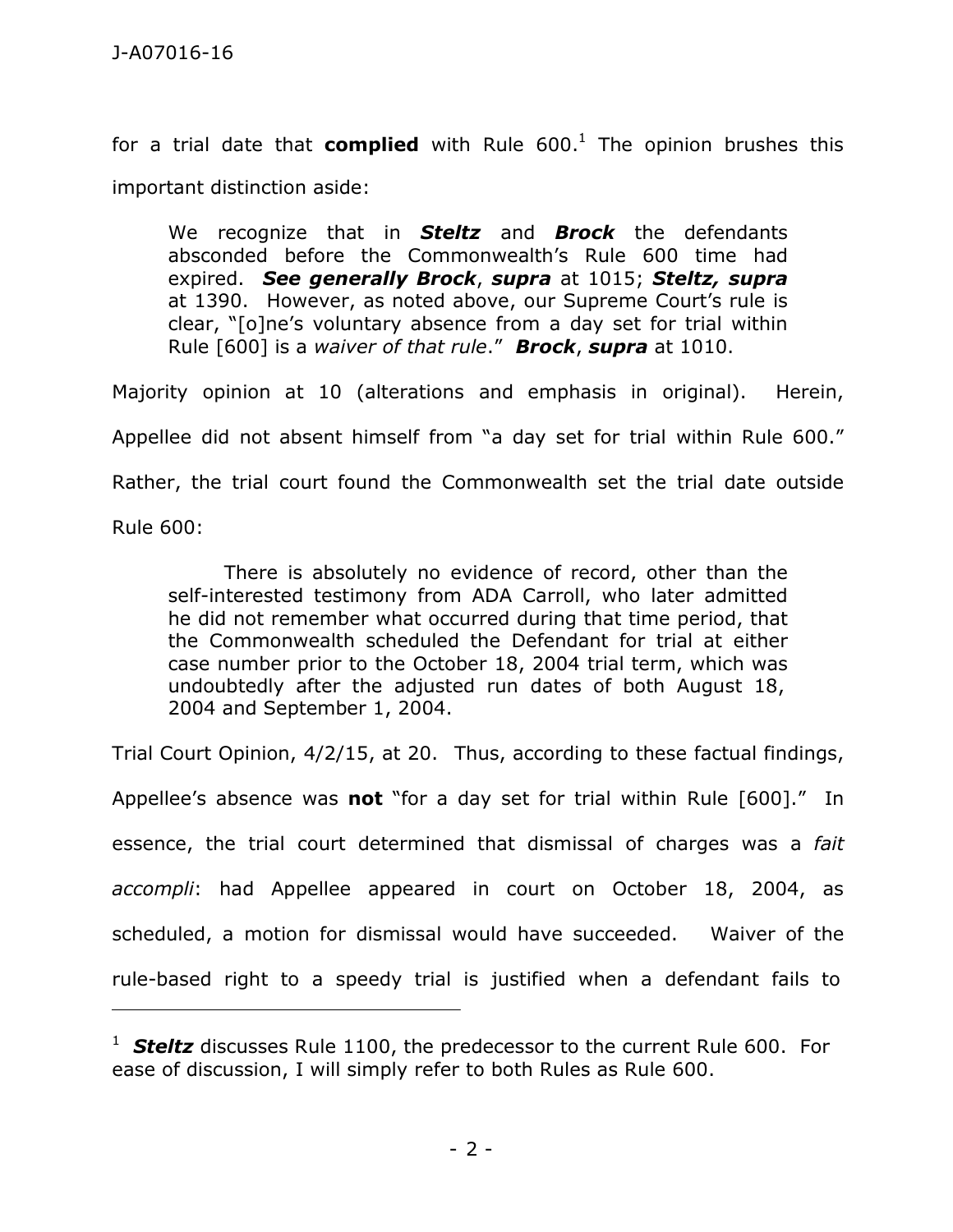for a trial date that **complied** with Rule 600.[1] The opinion brushes this important distinction aside:

> We recognize that in ***Steltz*** and ***Brock*** the defendants absconded before the Commonwealth's Rule 600 time had expired. ***See generally Brock***, ***supra*** at 1015; ***Steltz, supra*** at 1390. However, as noted above, our Supreme Court's rule is clear, "[o]ne's voluntary absence from a day set for trial within Rule [600] is a *waiver of that rule*." ***Brock***, ***supra*** at 1010.

Majority opinion at 10 (alterations and emphasis in original). Herein, Appellee did not absent himself from "a day set for trial within Rule 600." Rather, the trial court found the Commonwealth set the trial date outside Rule 600:

> There is absolutely no evidence of record, other than the self-interested testimony from ADA Carroll, who later admitted he did not remember what occurred during that time period, that the Commonwealth scheduled the Defendant for trial at either case number prior to the October 18, 2004 trial term, which was undoubtedly after the adjusted run dates of both August 18, 2004 and September 1, 2004.

Trial Court Opinion, 4/2/15, at 20. Thus, according to these factual findings, Appellee's absence was **not** "for a day set for trial within Rule [600]." In essence, the trial court determined that dismissal of charges was a *fait accompli*: had Appellee appeared in court on October 18, 2004, as scheduled, a motion for dismissal would have succeeded. Waiver of the rule-based right to a speedy trial is justified when a defendant fails to

---

[1] ***Steltz*** discusses Rule 1100, the predecessor to the current Rule 600. For ease of discussion, I will simply refer to both Rules as Rule 600.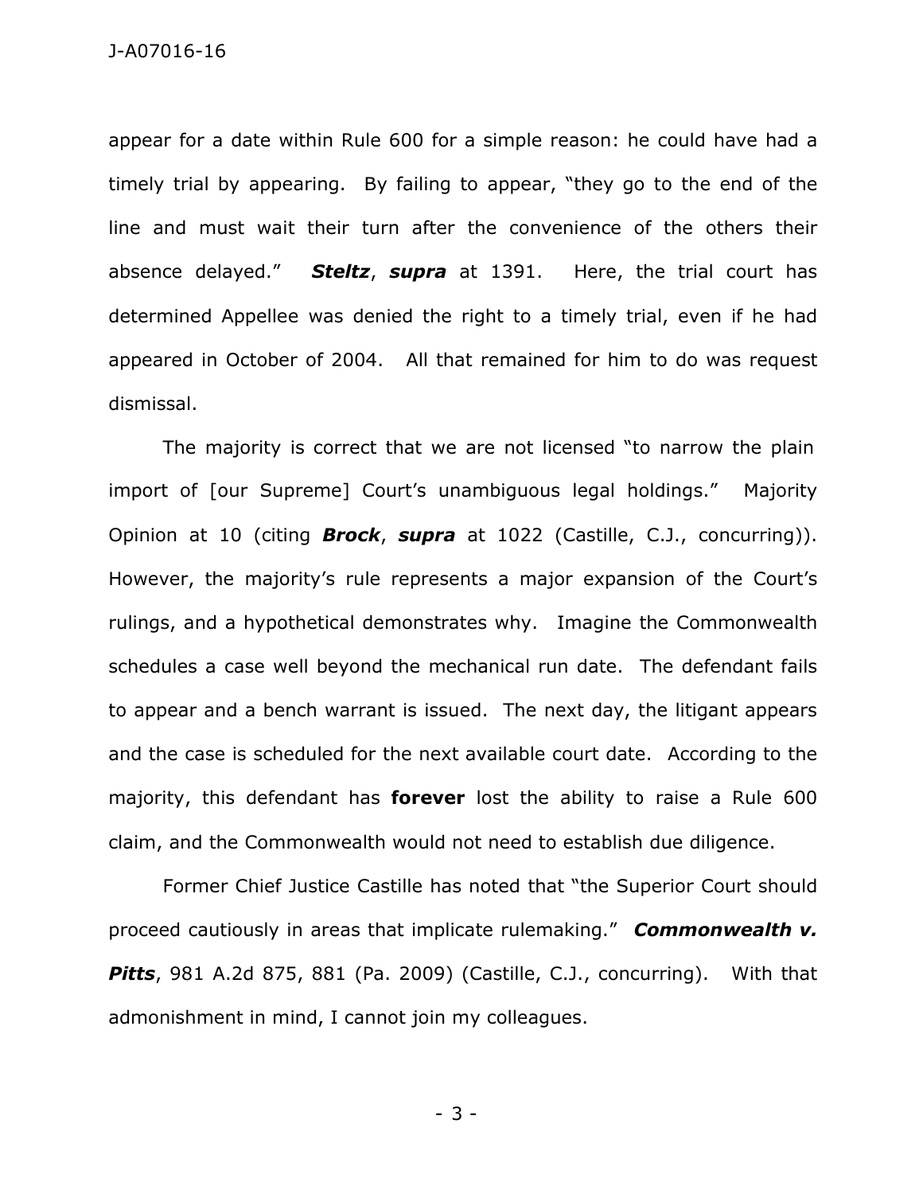appear for a date within Rule 600 for a simple reason: he could have had a timely trial by appearing. By failing to appear, "they go to the end of the line and must wait their turn after the convenience of the others their absence delayed." ***Steltz***, ***supra*** at 1391. Here, the trial court has determined Appellee was denied the right to a timely trial, even if he had appeared in October of 2004. All that remained for him to do was request dismissal.

The majority is correct that we are not licensed "to narrow the plain import of [our Supreme] Court's unambiguous legal holdings." Majority Opinion at 10 (citing ***Brock***, ***supra*** at 1022 (Castille, C.J., concurring)). However, the majority's rule represents a major expansion of the Court's rulings, and a hypothetical demonstrates why. Imagine the Commonwealth schedules a case well beyond the mechanical run date. The defendant fails to appear and a bench warrant is issued. The next day, the litigant appears and the case is scheduled for the next available court date. According to the majority, this defendant has **forever** lost the ability to raise a Rule 600 claim, and the Commonwealth would not need to establish due diligence.

Former Chief Justice Castille has noted that "the Superior Court should proceed cautiously in areas that implicate rulemaking." ***Commonwealth v. Pitts***, 981 A.2d 875, 881 (Pa. 2009) (Castille, C.J., concurring). With that admonishment in mind, I cannot join my colleagues.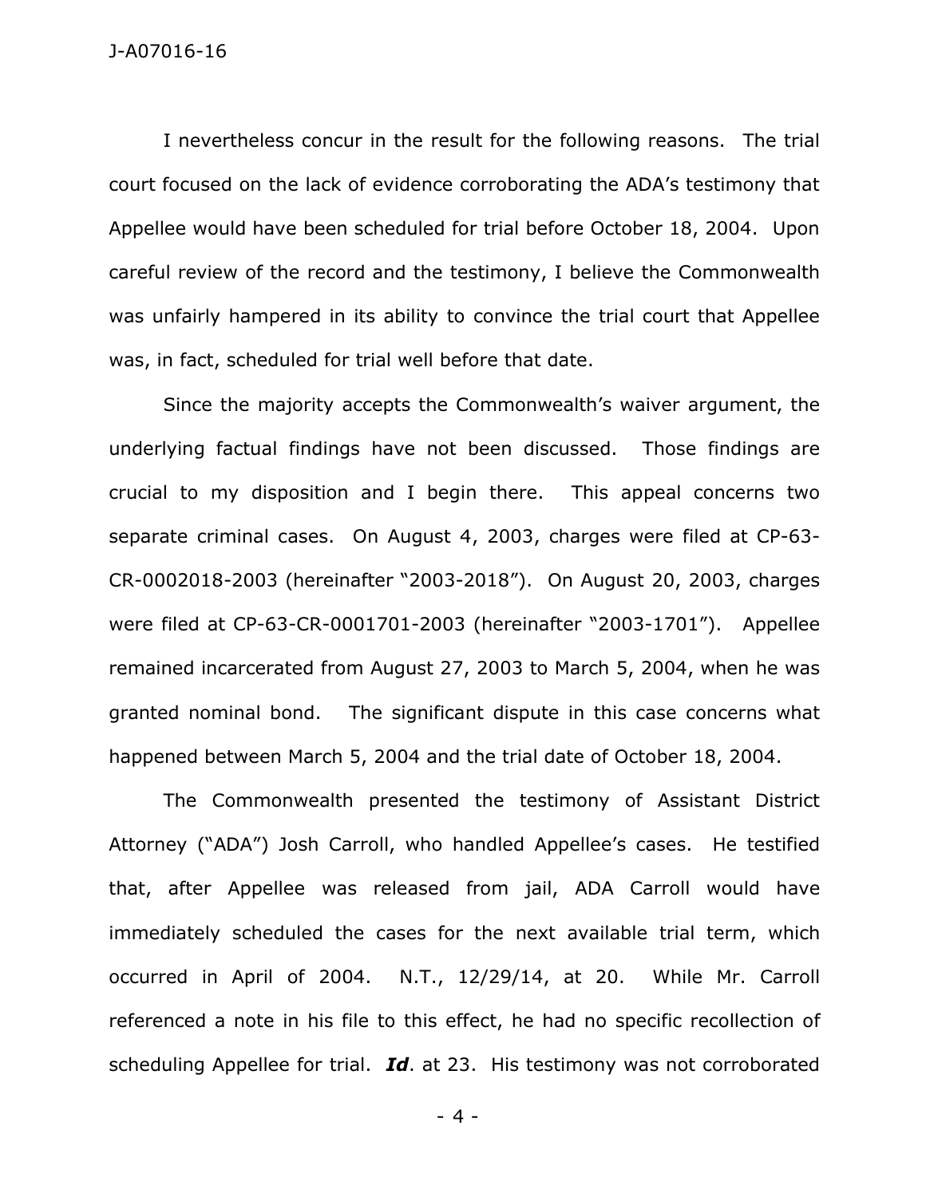I nevertheless concur in the result for the following reasons. The trial court focused on the lack of evidence corroborating the ADA's testimony that Appellee would have been scheduled for trial before October 18, 2004. Upon careful review of the record and the testimony, I believe the Commonwealth was unfairly hampered in its ability to convince the trial court that Appellee was, in fact, scheduled for trial well before that date.

Since the majority accepts the Commonwealth's waiver argument, the underlying factual findings have not been discussed. Those findings are crucial to my disposition and I begin there. This appeal concerns two separate criminal cases. On August 4, 2003, charges were filed at CP-63-CR-0002018-2003 (hereinafter "2003-2018"). On August 20, 2003, charges were filed at CP-63-CR-0001701-2003 (hereinafter "2003-1701"). Appellee remained incarcerated from August 27, 2003 to March 5, 2004, when he was granted nominal bond. The significant dispute in this case concerns what happened between March 5, 2004 and the trial date of October 18, 2004.

The Commonwealth presented the testimony of Assistant District Attorney ("ADA") Josh Carroll, who handled Appellee's cases. He testified that, after Appellee was released from jail, ADA Carroll would have immediately scheduled the cases for the next available trial term, which occurred in April of 2004. N.T., 12/29/14, at 20. While Mr. Carroll referenced a note in his file to this effect, he had no specific recollection of scheduling Appellee for trial. ***Id***. at 23. His testimony was not corroborated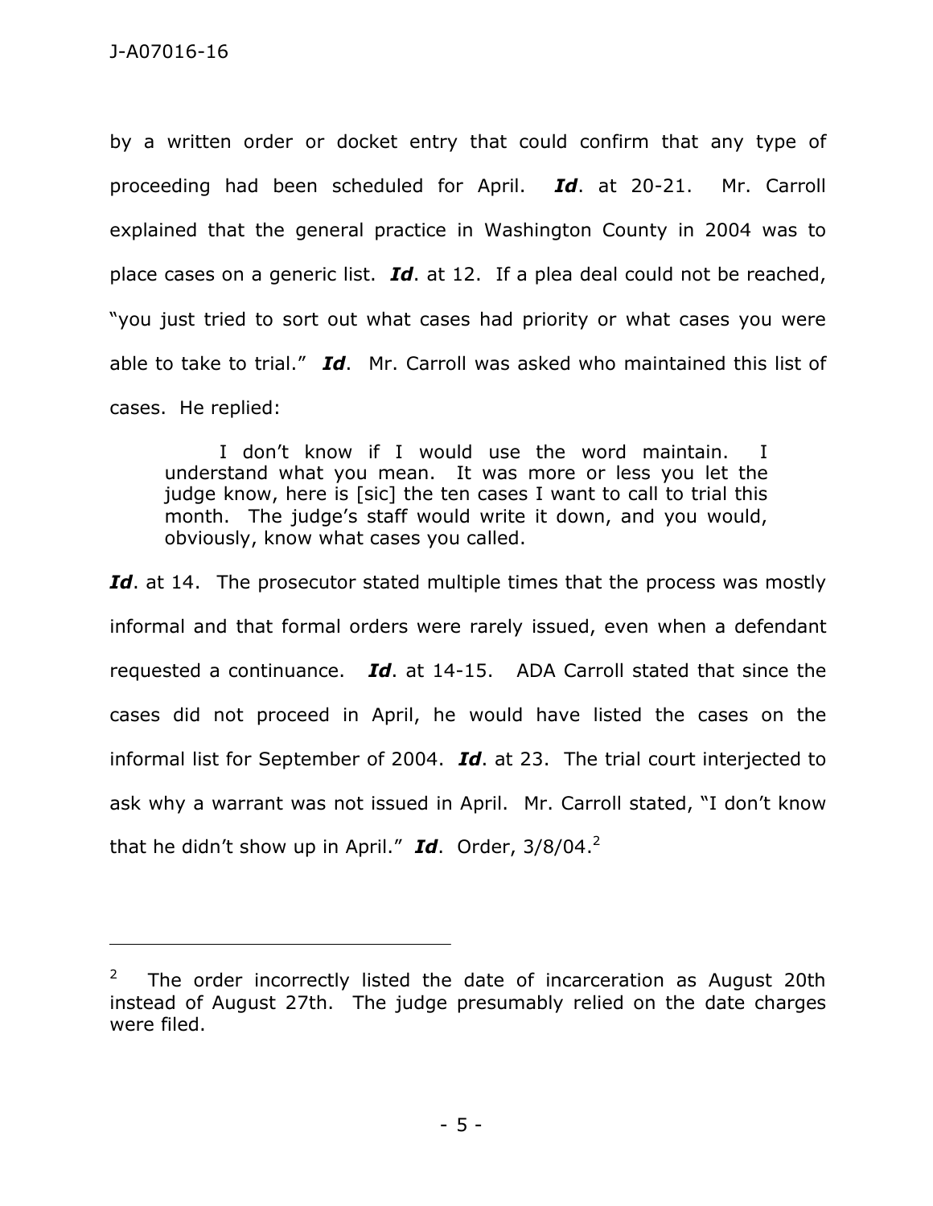by a written order or docket entry that could confirm that any type of proceeding had been scheduled for April. ***Id***. at 20-21. Mr. Carroll explained that the general practice in Washington County in 2004 was to place cases on a generic list. ***Id***. at 12. If a plea deal could not be reached, "you just tried to sort out what cases had priority or what cases you were able to take to trial." ***Id***. Mr. Carroll was asked who maintained this list of cases. He replied:

> I don't know if I would use the word maintain. I understand what you mean. It was more or less you let the judge know, here is [sic] the ten cases I want to call to trial this month. The judge's staff would write it down, and you would, obviously, know what cases you called.

***Id***. at 14. The prosecutor stated multiple times that the process was mostly informal and that formal orders were rarely issued, even when a defendant requested a continuance. ***Id***. at 14-15. ADA Carroll stated that since the cases did not proceed in April, he would have listed the cases on the informal list for September of 2004. ***Id***. at 23. The trial court interjected to ask why a warrant was not issued in April. Mr. Carroll stated, "I don't know that he didn't show up in April." ***Id***. Order, 3/8/04.[2]

---

[2] The order incorrectly listed the date of incarceration as August 20th instead of August 27th. The judge presumably relied on the date charges were filed.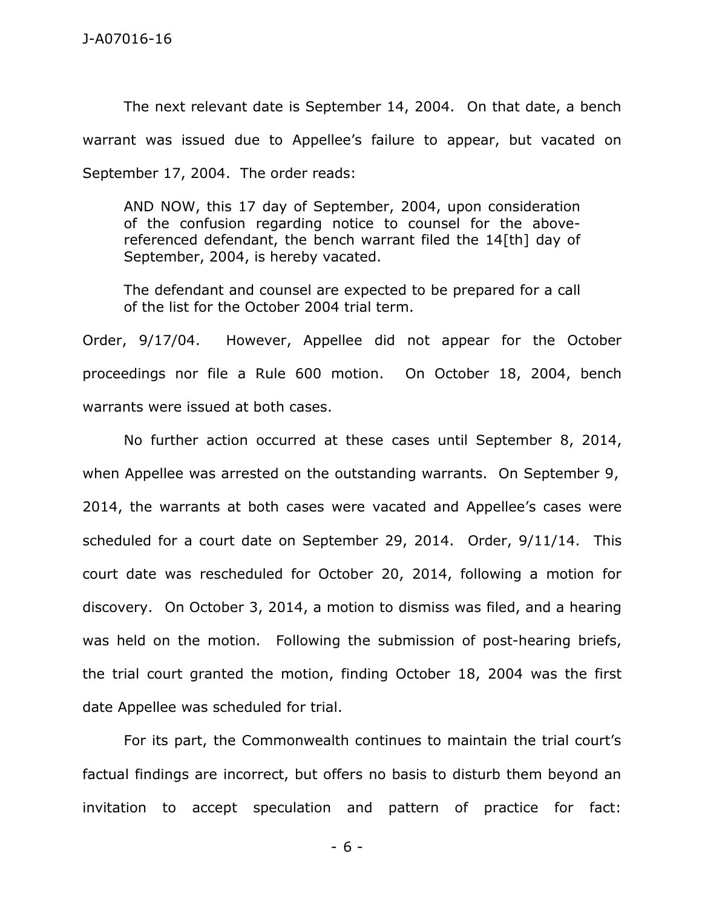The next relevant date is September 14, 2004. On that date, a bench warrant was issued due to Appellee's failure to appear, but vacated on September 17, 2004. The order reads:

> AND NOW, this 17 day of September, 2004, upon consideration of the confusion regarding notice to counsel for the above-referenced defendant, the bench warrant filed the 14[th] day of September, 2004, is hereby vacated.
>
> The defendant and counsel are expected to be prepared for a call of the list for the October 2004 trial term.

Order, 9/17/04. However, Appellee did not appear for the October proceedings nor file a Rule 600 motion. On October 18, 2004, bench warrants were issued at both cases.

No further action occurred at these cases until September 8, 2014, when Appellee was arrested on the outstanding warrants. On September 9, 2014, the warrants at both cases were vacated and Appellee's cases were scheduled for a court date on September 29, 2014. Order, 9/11/14. This court date was rescheduled for October 20, 2014, following a motion for discovery. On October 3, 2014, a motion to dismiss was filed, and a hearing was held on the motion. Following the submission of post-hearing briefs, the trial court granted the motion, finding October 18, 2004 was the first date Appellee was scheduled for trial.

For its part, the Commonwealth continues to maintain the trial court's factual findings are incorrect, but offers no basis to disturb them beyond an invitation to accept speculation and pattern of practice for fact: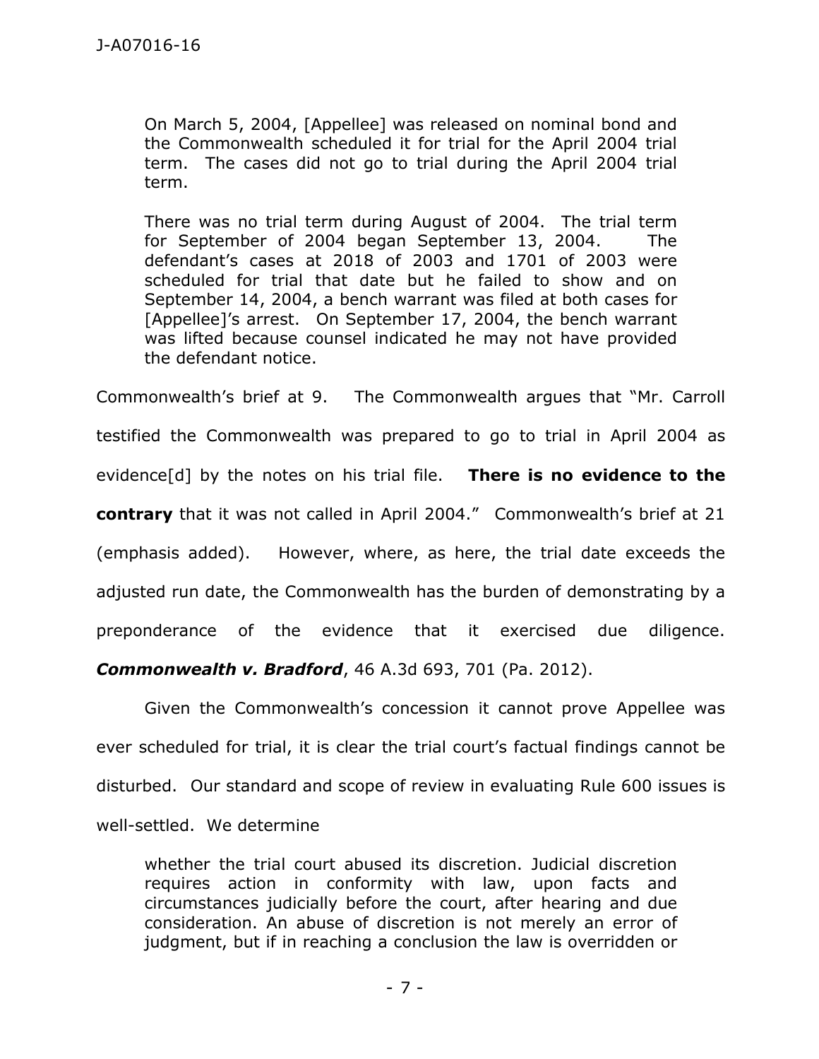> On March 5, 2004, [Appellee] was released on nominal bond and the Commonwealth scheduled it for trial for the April 2004 trial term. The cases did not go to trial during the April 2004 trial term.
>
> There was no trial term during August of 2004. The trial term for September of 2004 began September 13, 2004. The defendant's cases at 2018 of 2003 and 1701 of 2003 were scheduled for trial that date but he failed to show and on September 14, 2004, a bench warrant was filed at both cases for [Appellee]'s arrest. On September 17, 2004, the bench warrant was lifted because counsel indicated he may not have provided the defendant notice.

Commonwealth's brief at 9. The Commonwealth argues that "Mr. Carroll testified the Commonwealth was prepared to go to trial in April 2004 as evidence[d] by the notes on his trial file. **There is no evidence to the contrary** that it was not called in April 2004." Commonwealth's brief at 21 (emphasis added). However, where, as here, the trial date exceeds the adjusted run date, the Commonwealth has the burden of demonstrating by a preponderance of the evidence that it exercised due diligence. ***Commonwealth v. Bradford***, 46 A.3d 693, 701 (Pa. 2012).

Given the Commonwealth's concession it cannot prove Appellee was ever scheduled for trial, it is clear the trial court's factual findings cannot be disturbed. Our standard and scope of review in evaluating Rule 600 issues is well-settled. We determine

> whether the trial court abused its discretion. Judicial discretion requires action in conformity with law, upon facts and circumstances judicially before the court, after hearing and due consideration. An abuse of discretion is not merely an error of judgment, but if in reaching a conclusion the law is overridden or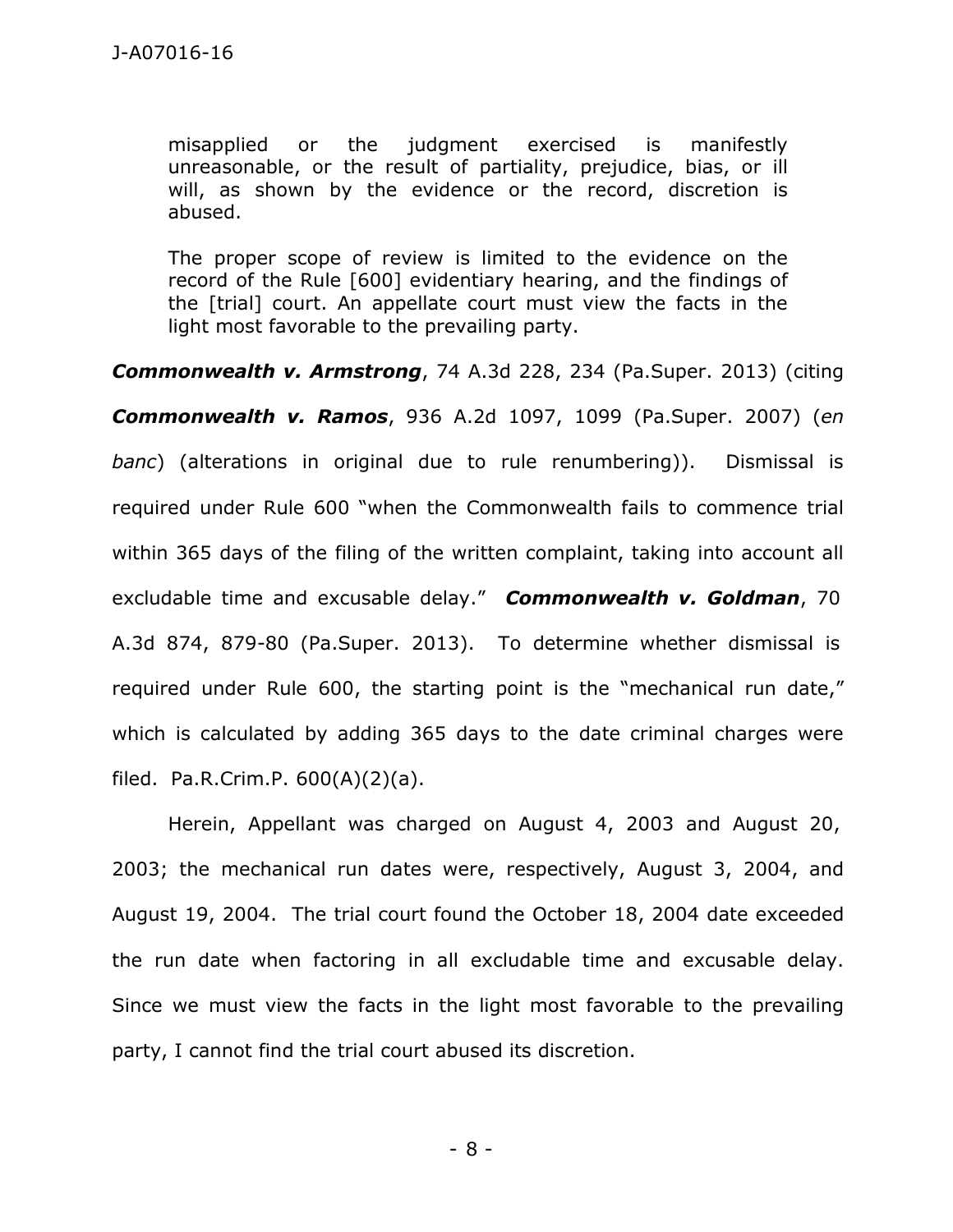> misapplied or the judgment exercised is manifestly unreasonable, or the result of partiality, prejudice, bias, or ill will, as shown by the evidence or the record, discretion is abused.
>
> The proper scope of review is limited to the evidence on the record of the Rule [600] evidentiary hearing, and the findings of the [trial] court. An appellate court must view the facts in the light most favorable to the prevailing party.

***Commonwealth v. Armstrong***, 74 A.3d 228, 234 (Pa.Super. 2013) (citing ***Commonwealth v. Ramos***, 936 A.2d 1097, 1099 (Pa.Super. 2007) (*en banc*) (alterations in original due to rule renumbering)). Dismissal is required under Rule 600 "when the Commonwealth fails to commence trial within 365 days of the filing of the written complaint, taking into account all excludable time and excusable delay." ***Commonwealth v. Goldman***, 70 A.3d 874, 879-80 (Pa.Super. 2013). To determine whether dismissal is required under Rule 600, the starting point is the "mechanical run date," which is calculated by adding 365 days to the date criminal charges were filed. Pa.R.Crim.P. 600(A)(2)(a).

Herein, Appellant was charged on August 4, 2003 and August 20, 2003; the mechanical run dates were, respectively, August 3, 2004, and August 19, 2004. The trial court found the October 18, 2004 date exceeded the run date when factoring in all excludable time and excusable delay. Since we must view the facts in the light most favorable to the prevailing party, I cannot find the trial court abused its discretion.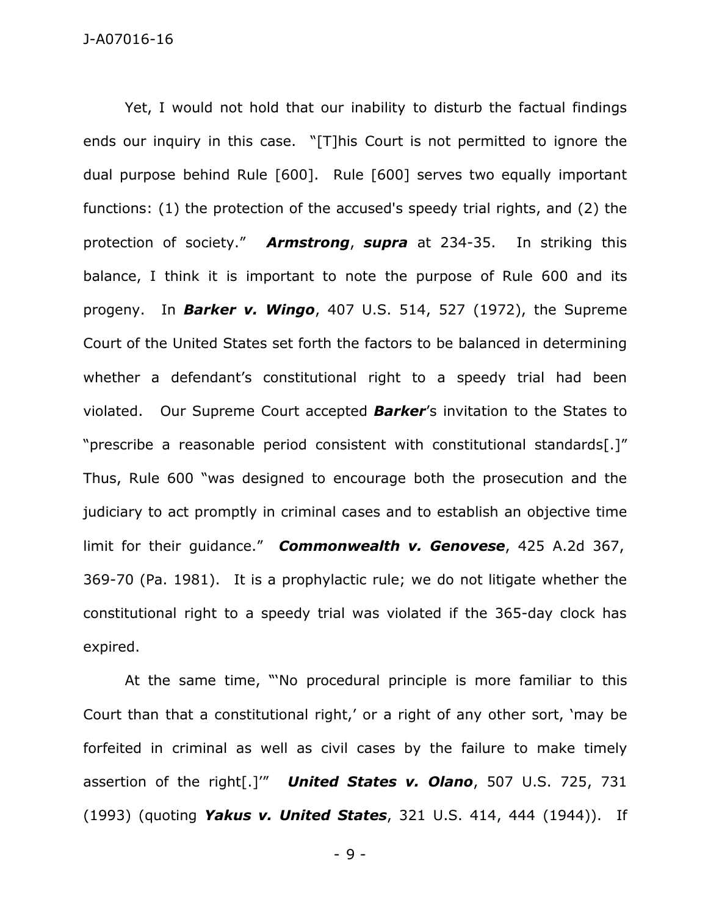Yet, I would not hold that our inability to disturb the factual findings ends our inquiry in this case. "[T]his Court is not permitted to ignore the dual purpose behind Rule [600]. Rule [600] serves two equally important functions: (1) the protection of the accused's speedy trial rights, and (2) the protection of society." ***Armstrong***, ***supra*** at 234-35. In striking this balance, I think it is important to note the purpose of Rule 600 and its progeny. In ***Barker v. Wingo***, 407 U.S. 514, 527 (1972), the Supreme Court of the United States set forth the factors to be balanced in determining whether a defendant's constitutional right to a speedy trial had been violated. Our Supreme Court accepted ***Barker***'s invitation to the States to "prescribe a reasonable period consistent with constitutional standards[.]" Thus, Rule 600 "was designed to encourage both the prosecution and the judiciary to act promptly in criminal cases and to establish an objective time limit for their guidance." ***Commonwealth v. Genovese***, 425 A.2d 367, 369-70 (Pa. 1981). It is a prophylactic rule; we do not litigate whether the constitutional right to a speedy trial was violated if the 365-day clock has expired.

At the same time, "'No procedural principle is more familiar to this Court than that a constitutional right,' or a right of any other sort, 'may be forfeited in criminal as well as civil cases by the failure to make timely assertion of the right[.]'" ***United States v. Olano***, 507 U.S. 725, 731 (1993) (quoting ***Yakus v. United States***, 321 U.S. 414, 444 (1944)). If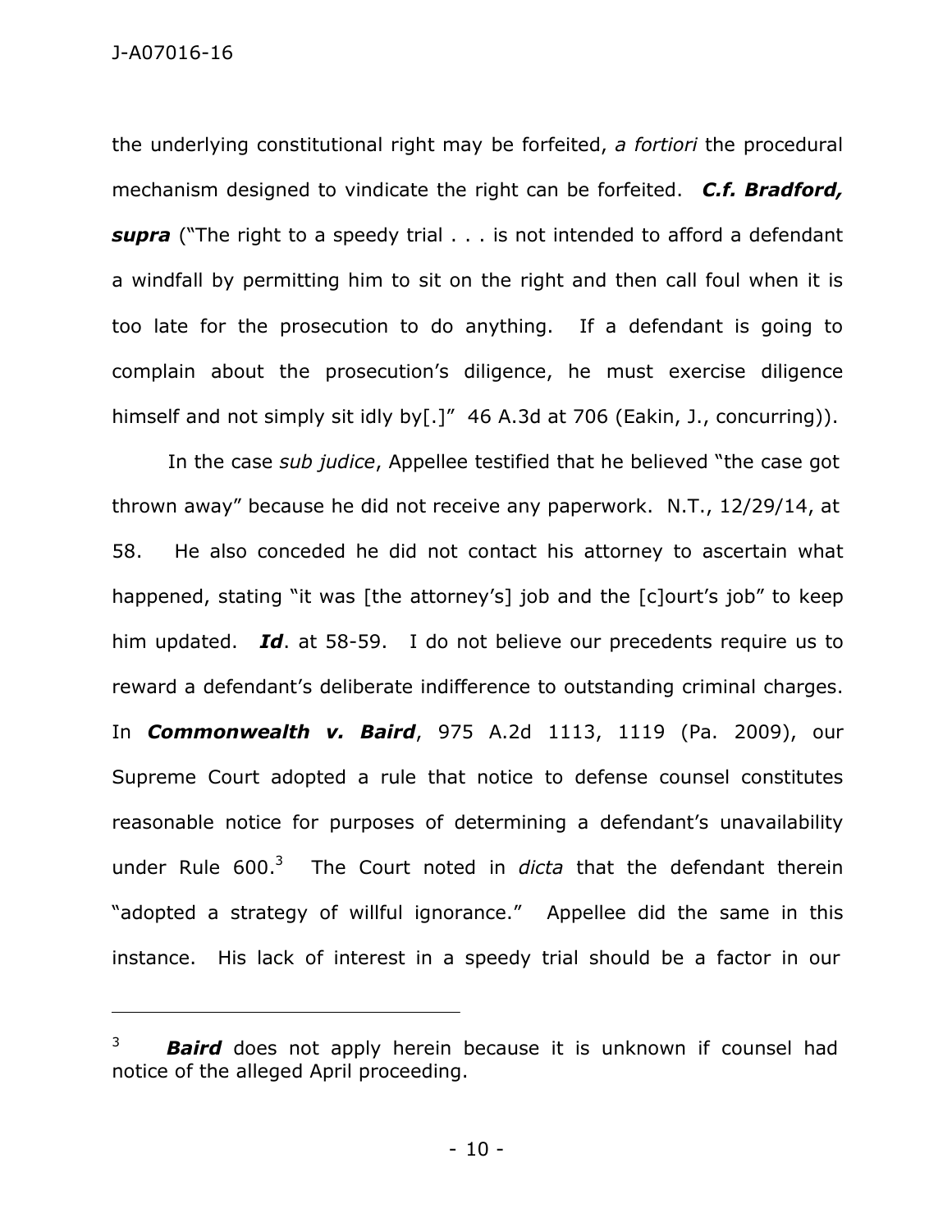the underlying constitutional right may be forfeited, *a fortiori* the procedural mechanism designed to vindicate the right can be forfeited. ***C.f. Bradford, supra*** ("The right to a speedy trial . . . is not intended to afford a defendant a windfall by permitting him to sit on the right and then call foul when it is too late for the prosecution to do anything. If a defendant is going to complain about the prosecution's diligence, he must exercise diligence himself and not simply sit idly by[.]" 46 A.3d at 706 (Eakin, J., concurring)).

In the case *sub judice*, Appellee testified that he believed "the case got thrown away" because he did not receive any paperwork. N.T., 12/29/14, at 58. He also conceded he did not contact his attorney to ascertain what happened, stating "it was [the attorney's] job and the [c]ourt's job" to keep him updated. ***Id***. at 58-59. I do not believe our precedents require us to reward a defendant's deliberate indifference to outstanding criminal charges. In ***Commonwealth v. Baird***, 975 A.2d 1113, 1119 (Pa. 2009), our Supreme Court adopted a rule that notice to defense counsel constitutes reasonable notice for purposes of determining a defendant's unavailability under Rule 600.[3] The Court noted in *dicta* that the defendant therein "adopted a strategy of willful ignorance." Appellee did the same in this instance. His lack of interest in a speedy trial should be a factor in our

---

[3] ***Baird*** does not apply herein because it is unknown if counsel had notice of the alleged April proceeding.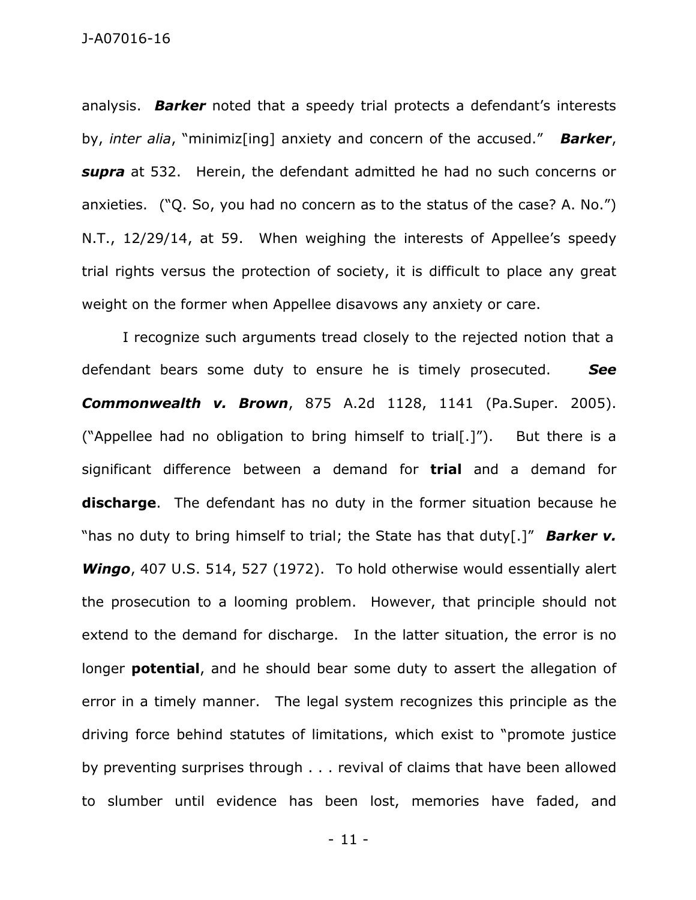analysis. ***Barker*** noted that a speedy trial protects a defendant's interests by, *inter alia*, "minimiz[ing] anxiety and concern of the accused." ***Barker***, ***supra*** at 532. Herein, the defendant admitted he had no such concerns or anxieties. ("Q. So, you had no concern as to the status of the case? A. No.") N.T., 12/29/14, at 59. When weighing the interests of Appellee's speedy trial rights versus the protection of society, it is difficult to place any great weight on the former when Appellee disavows any anxiety or care.

I recognize such arguments tread closely to the rejected notion that a defendant bears some duty to ensure he is timely prosecuted. ***See Commonwealth v. Brown***, 875 A.2d 1128, 1141 (Pa.Super. 2005). ("Appellee had no obligation to bring himself to trial[.]"). But there is a significant difference between a demand for **trial** and a demand for **discharge**. The defendant has no duty in the former situation because he "has no duty to bring himself to trial; the State has that duty[.]" ***Barker v. Wingo***, 407 U.S. 514, 527 (1972). To hold otherwise would essentially alert the prosecution to a looming problem. However, that principle should not extend to the demand for discharge. In the latter situation, the error is no longer **potential**, and he should bear some duty to assert the allegation of error in a timely manner. The legal system recognizes this principle as the driving force behind statutes of limitations, which exist to "promote justice by preventing surprises through . . . revival of claims that have been allowed to slumber until evidence has been lost, memories have faded, and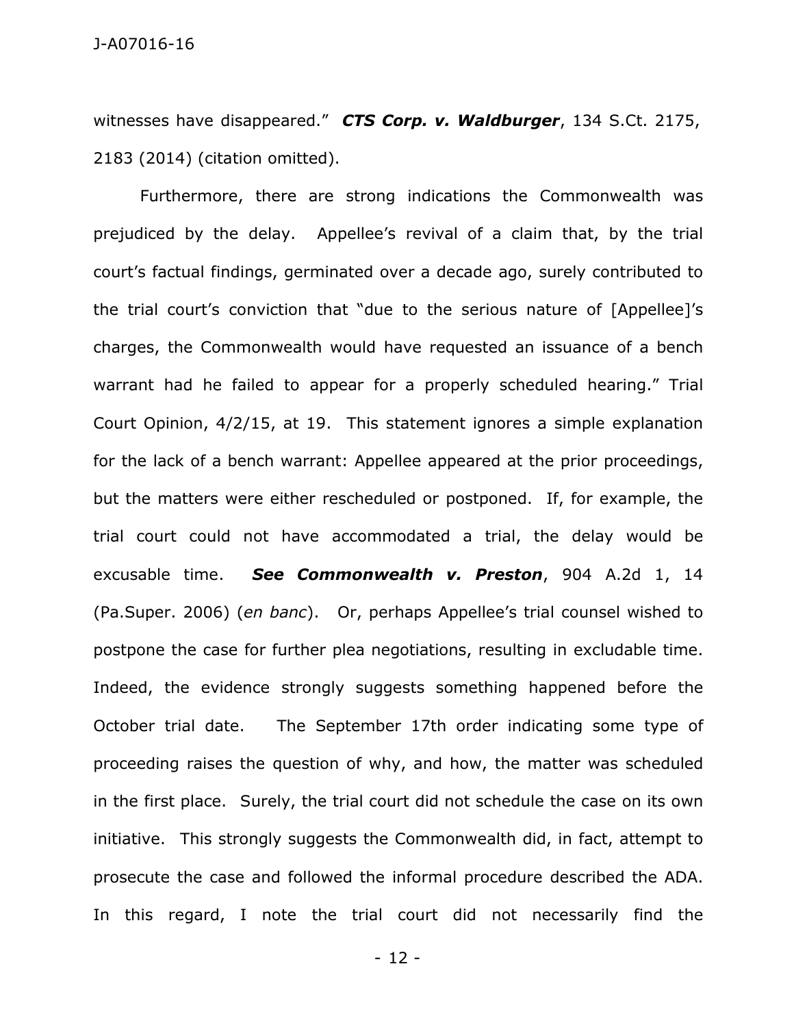witnesses have disappeared." ***CTS Corp. v. Waldburger***, 134 S.Ct. 2175, 2183 (2014) (citation omitted).

Furthermore, there are strong indications the Commonwealth was prejudiced by the delay. Appellee's revival of a claim that, by the trial court's factual findings, germinated over a decade ago, surely contributed to the trial court's conviction that "due to the serious nature of [Appellee]'s charges, the Commonwealth would have requested an issuance of a bench warrant had he failed to appear for a properly scheduled hearing." Trial Court Opinion, 4/2/15, at 19. This statement ignores a simple explanation for the lack of a bench warrant: Appellee appeared at the prior proceedings, but the matters were either rescheduled or postponed. If, for example, the trial court could not have accommodated a trial, the delay would be excusable time. ***See Commonwealth v. Preston***, 904 A.2d 1, 14 (Pa.Super. 2006) (*en banc*). Or, perhaps Appellee's trial counsel wished to postpone the case for further plea negotiations, resulting in excludable time. Indeed, the evidence strongly suggests something happened before the October trial date. The September 17th order indicating some type of proceeding raises the question of why, and how, the matter was scheduled in the first place. Surely, the trial court did not schedule the case on its own initiative. This strongly suggests the Commonwealth did, in fact, attempt to prosecute the case and followed the informal procedure described the ADA. In this regard, I note the trial court did not necessarily find the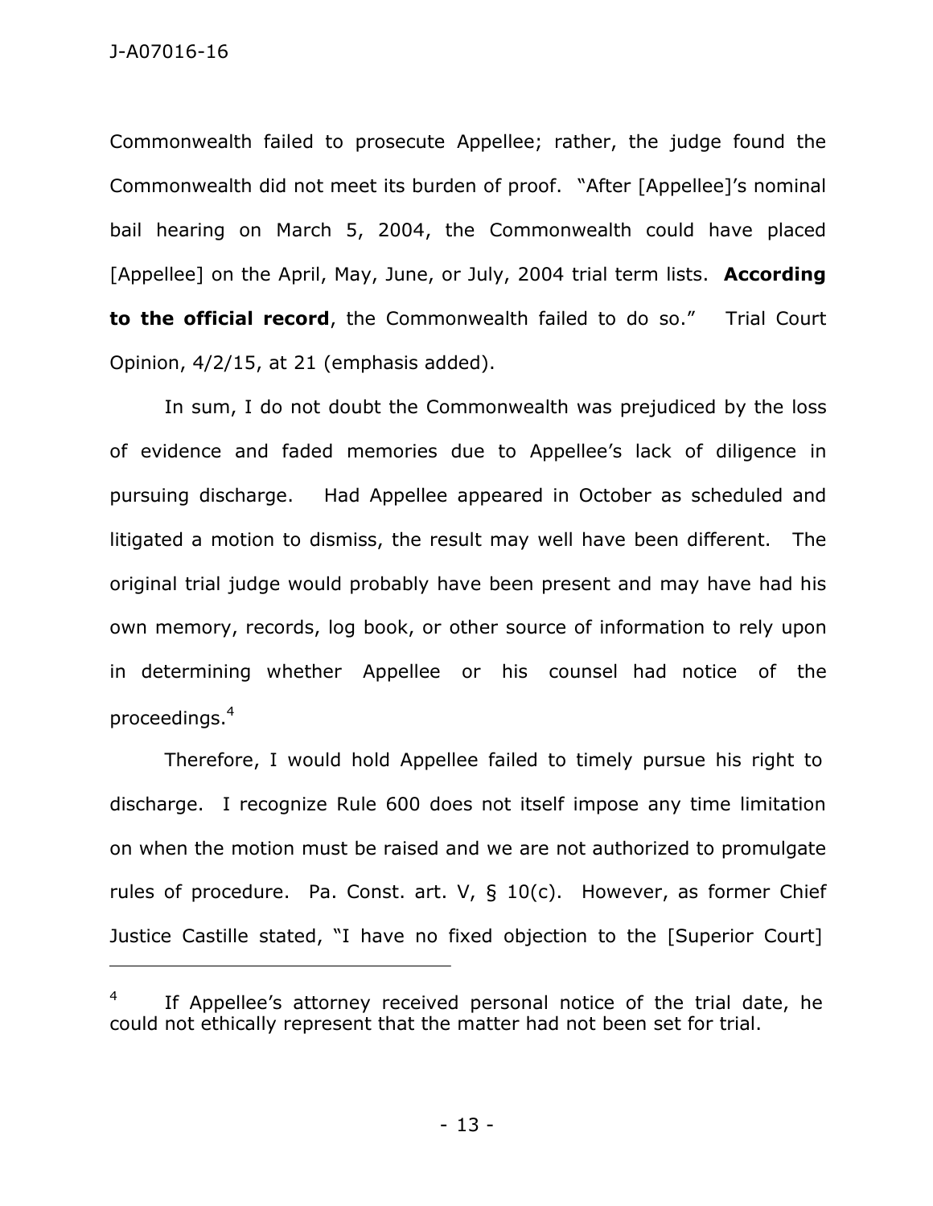Commonwealth failed to prosecute Appellee; rather, the judge found the Commonwealth did not meet its burden of proof. "After [Appellee]'s nominal bail hearing on March 5, 2004, the Commonwealth could have placed [Appellee] on the April, May, June, or July, 2004 trial term lists. **According to the official record**, the Commonwealth failed to do so." Trial Court Opinion, 4/2/15, at 21 (emphasis added).

In sum, I do not doubt the Commonwealth was prejudiced by the loss of evidence and faded memories due to Appellee's lack of diligence in pursuing discharge. Had Appellee appeared in October as scheduled and litigated a motion to dismiss, the result may well have been different. The original trial judge would probably have been present and may have had his own memory, records, log book, or other source of information to rely upon in determining whether Appellee or his counsel had notice of the proceedings.[4]

Therefore, I would hold Appellee failed to timely pursue his right to discharge. I recognize Rule 600 does not itself impose any time limitation on when the motion must be raised and we are not authorized to promulgate rules of procedure. Pa. Const. art. V, § 10(c). However, as former Chief Justice Castille stated, "I have no fixed objection to the [Superior Court]

---

[4] If Appellee's attorney received personal notice of the trial date, he could not ethically represent that the matter had not been set for trial.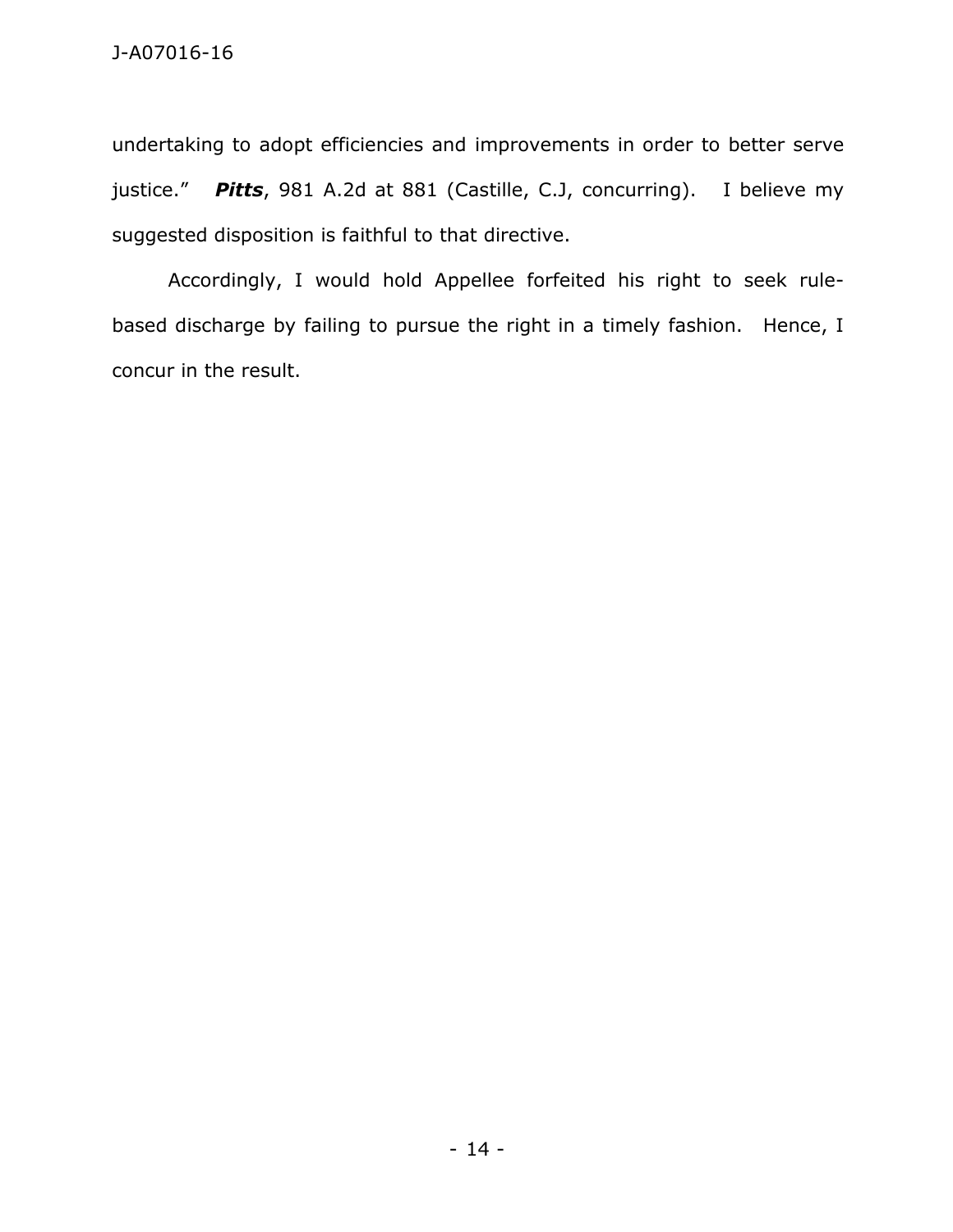undertaking to adopt efficiencies and improvements in order to better serve justice." ***Pitts***, 981 A.2d at 881 (Castille, C.J, concurring). I believe my suggested disposition is faithful to that directive.

Accordingly, I would hold Appellee forfeited his right to seek rule-based discharge by failing to pursue the right in a timely fashion. Hence, I concur in the result.